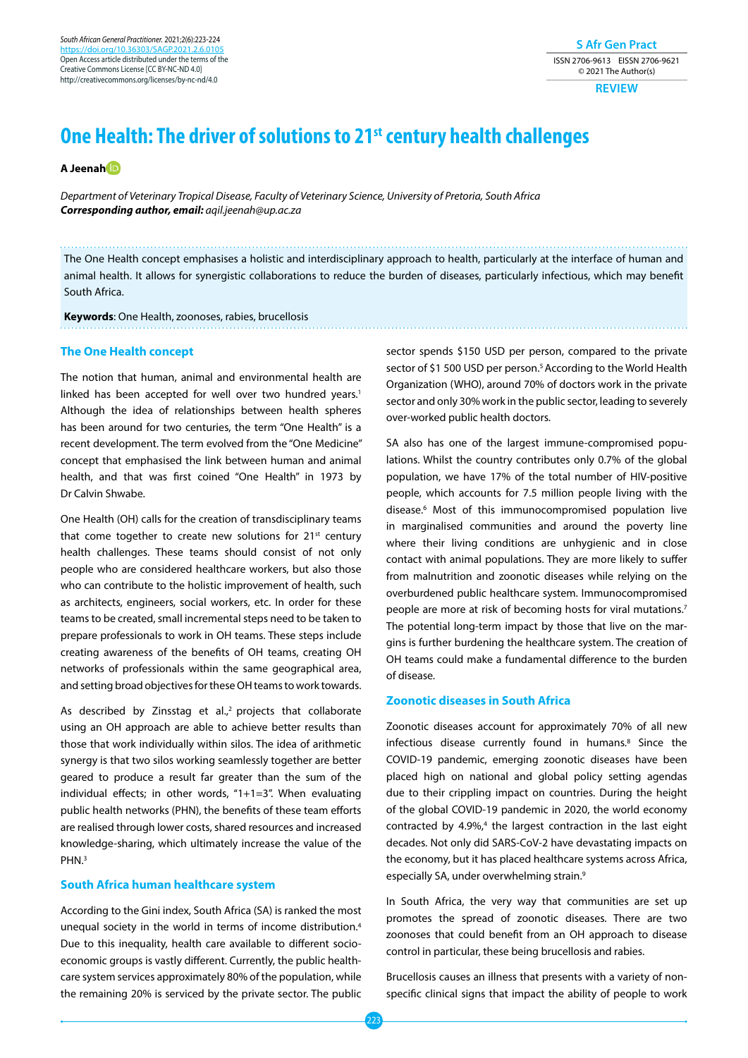# One Health: The driver of solutions to 21st century health challenges

**A Jeenah**

*Department of Veterinary Tropical Disease, Faculty of Veterinary Science, University of Pretoria, South Africa*
***Corresponding author, email:** aqil.jeenah@up.ac.za*

The One Health concept emphasises a holistic and interdisciplinary approach to health, particularly at the interface of human and animal health. It allows for synergistic collaborations to reduce the burden of diseases, particularly infectious, which may benefit South Africa.

**Keywords**: One Health, zoonoses, rabies, brucellosis

## The One Health concept

The notion that human, animal and environmental health are linked has been accepted for well over two hundred years.[1] Although the idea of relationships between health spheres has been around for two centuries, the term "One Health" is a recent development. The term evolved from the "One Medicine" concept that emphasised the link between human and animal health, and that was first coined "One Health" in 1973 by Dr Calvin Shwabe.

One Health (OH) calls for the creation of transdisciplinary teams that come together to create new solutions for 21st century health challenges. These teams should consist of not only people who are considered healthcare workers, but also those who can contribute to the holistic improvement of health, such as architects, engineers, social workers, etc. In order for these teams to be created, small incremental steps need to be taken to prepare professionals to work in OH teams. These steps include creating awareness of the benefits of OH teams, creating OH networks of professionals within the same geographical area, and setting broad objectives for these OH teams to work towards.

As described by Zinsstag et al.,[2] projects that collaborate using an OH approach are able to achieve better results than those that work individually within silos. The idea of arithmetic synergy is that two silos working seamlessly together are better geared to produce a result far greater than the sum of the individual effects; in other words, "1+1=3". When evaluating public health networks (PHN), the benefits of these team efforts are realised through lower costs, shared resources and increased knowledge-sharing, which ultimately increase the value of the PHN.[3]

## South Africa human healthcare system

According to the Gini index, South Africa (SA) is ranked the most unequal society in the world in terms of income distribution.[4] Due to this inequality, health care available to different socio-economic groups is vastly different. Currently, the public health-care system services approximately 80% of the population, while the remaining 20% is serviced by the private sector. The public sector spends $150 USD per person, compared to the private sector of $1 500 USD per person.[5] According to the World Health Organization (WHO), around 70% of doctors work in the private sector and only 30% work in the public sector, leading to severely over-worked public health doctors.

SA also has one of the largest immune-compromised populations. Whilst the country contributes only 0.7% of the global population, we have 17% of the total number of HIV-positive people, which accounts for 7.5 million people living with the disease.[6] Most of this immunocompromised population live in marginalised communities and around the poverty line where their living conditions are unhygienic and in close contact with animal populations. They are more likely to suffer from malnutrition and zoonotic diseases while relying on the overburdened public healthcare system. Immunocompromised people are more at risk of becoming hosts for viral mutations.[7] The potential long-term impact by those that live on the margins is further burdening the healthcare system. The creation of OH teams could make a fundamental difference to the burden of disease.

## Zoonotic diseases in South Africa

Zoonotic diseases account for approximately 70% of all new infectious disease currently found in humans.[8] Since the COVID-19 pandemic, emerging zoonotic diseases have been placed high on national and global policy setting agendas due to their crippling impact on countries. During the height of the global COVID-19 pandemic in 2020, the world economy contracted by 4.9%,[4] the largest contraction in the last eight decades. Not only did SARS-CoV-2 have devastating impacts on the economy, but it has placed healthcare systems across Africa, especially SA, under overwhelming strain.[9]

In South Africa, the very way that communities are set up promotes the spread of zoonotic diseases. There are two zoonoses that could benefit from an OH approach to disease control in particular, these being brucellosis and rabies.

Brucellosis causes an illness that presents with a variety of non-specific clinical signs that impact the ability of people to work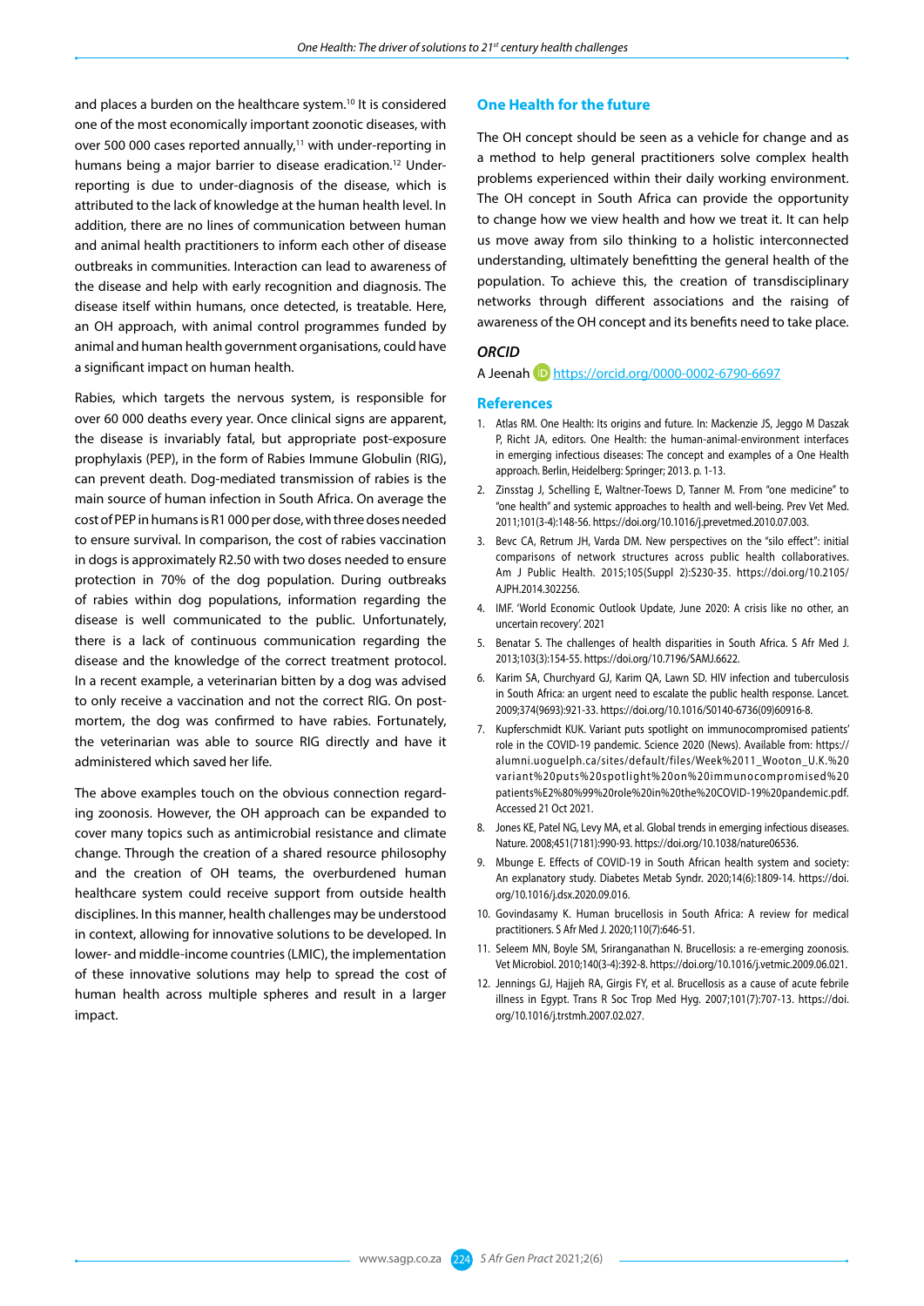and places a burden on the healthcare system.[10] It is considered one of the most economically important zoonotic diseases, with over 500 000 cases reported annually,[11] with under-reporting in humans being a major barrier to disease eradication.[12] Under-reporting is due to under-diagnosis of the disease, which is attributed to the lack of knowledge at the human health level. In addition, there are no lines of communication between human and animal health practitioners to inform each other of disease outbreaks in communities. Interaction can lead to awareness of the disease and help with early recognition and diagnosis. The disease itself within humans, once detected, is treatable. Here, an OH approach, with animal control programmes funded by animal and human health government organisations, could have a significant impact on human health.

Rabies, which targets the nervous system, is responsible for over 60 000 deaths every year. Once clinical signs are apparent, the disease is invariably fatal, but appropriate post-exposure prophylaxis (PEP), in the form of Rabies Immune Globulin (RIG), can prevent death. Dog-mediated transmission of rabies is the main source of human infection in South Africa. On average the cost of PEP in humans is R1 000 per dose, with three doses needed to ensure survival. In comparison, the cost of rabies vaccination in dogs is approximately R2.50 with two doses needed to ensure protection in 70% of the dog population. During outbreaks of rabies within dog populations, information regarding the disease is well communicated to the public. Unfortunately, there is a lack of continuous communication regarding the disease and the knowledge of the correct treatment protocol. In a recent example, a veterinarian bitten by a dog was advised to only receive a vaccination and not the correct RIG. On post-mortem, the dog was confirmed to have rabies. Fortunately, the veterinarian was able to source RIG directly and have it administered which saved her life.

The above examples touch on the obvious connection regarding zoonosis. However, the OH approach can be expanded to cover many topics such as antimicrobial resistance and climate change. Through the creation of a shared resource philosophy and the creation of OH teams, the overburdened human healthcare system could receive support from outside health disciplines. In this manner, health challenges may be understood in context, allowing for innovative solutions to be developed. In lower- and middle-income countries (LMIC), the implementation of these innovative solutions may help to spread the cost of human health across multiple spheres and result in a larger impact.

## One Health for the future

The OH concept should be seen as a vehicle for change and as a method to help general practitioners solve complex health problems experienced within their daily working environment. The OH concept in South Africa can provide the opportunity to change how we view health and how we treat it. It can help us move away from silo thinking to a holistic interconnected understanding, ultimately benefitting the general health of the population. To achieve this, the creation of transdisciplinary networks through different associations and the raising of awareness of the OH concept and its benefits need to take place.

### ORCID

A Jeenah https://orcid.org/0000-0002-6790-6697

## References

1. Atlas RM. One Health: Its origins and future. In: Mackenzie JS, Jeggo M Daszak P, Richt JA, editors. One Health: the human-animal-environment interfaces in emerging infectious diseases: The concept and examples of a One Health approach. Berlin, Heidelberg: Springer; 2013. p. 1-13.
2. Zinsstag J, Schelling E, Waltner-Toews D, Tanner M. From "one medicine" to "one health" and systemic approaches to health and well-being. Prev Vet Med. 2011;101(3-4):148-56. https://doi.org/10.1016/j.prevetmed.2010.07.003.
3. Bevc CA, Retrum JH, Varda DM. New perspectives on the "silo effect": initial comparisons of network structures across public health collaboratives. Am J Public Health. 2015;105(Suppl 2):S230-35. https://doi.org/10.2105/AJPH.2014.302256.
4. IMF. 'World Economic Outlook Update, June 2020: A crisis like no other, an uncertain recovery'. 2021
5. Benatar S. The challenges of health disparities in South Africa. S Afr Med J. 2013;103(3):154-55. https://doi.org/10.7196/SAMJ.6622.
6. Karim SA, Churchyard GJ, Karim QA, Lawn SD. HIV infection and tuberculosis in South Africa: an urgent need to escalate the public health response. Lancet. 2009;374(9693):921-33. https://doi.org/10.1016/S0140-6736(09)60916-8.
7. Kupferschmidt KUK. Variant puts spotlight on immunocompromised patients' role in the COVID-19 pandemic. Science 2020 (News). Available from: https://alumni.uoguelph.ca/sites/default/files/Week%2011_Wooton_U.K.%20variant%20puts%20spotlight%20on%20immunocompromised%20patients%E2%80%99%20role%20in%20the%20COVID-19%20pandemic.pdf. Accessed 21 Oct 2021.
8. Jones KE, Patel NG, Levy MA, et al. Global trends in emerging infectious diseases. Nature. 2008;451(7181):990-93. https://doi.org/10.1038/nature06536.
9. Mbunge E. Effects of COVID-19 in South African health system and society: An explanatory study. Diabetes Metab Syndr. 2020;14(6):1809-14. https://doi.org/10.1016/j.dsx.2020.09.016.
10. Govindasamy K. Human brucellosis in South Africa: A review for medical practitioners. S Afr Med J. 2020;110(7):646-51.
11. Seleem MN, Boyle SM, Sriranganathan N. Brucellosis: a re-emerging zoonosis. Vet Microbiol. 2010;140(3-4):392-8. https://doi.org/10.1016/j.vetmic.2009.06.021.
12. Jennings GJ, Hajjeh RA, Girgis FY, et al. Brucellosis as a cause of acute febrile illness in Egypt. Trans R Soc Trop Med Hyg. 2007;101(7):707-13. https://doi.org/10.1016/j.trstmh.2007.02.027.